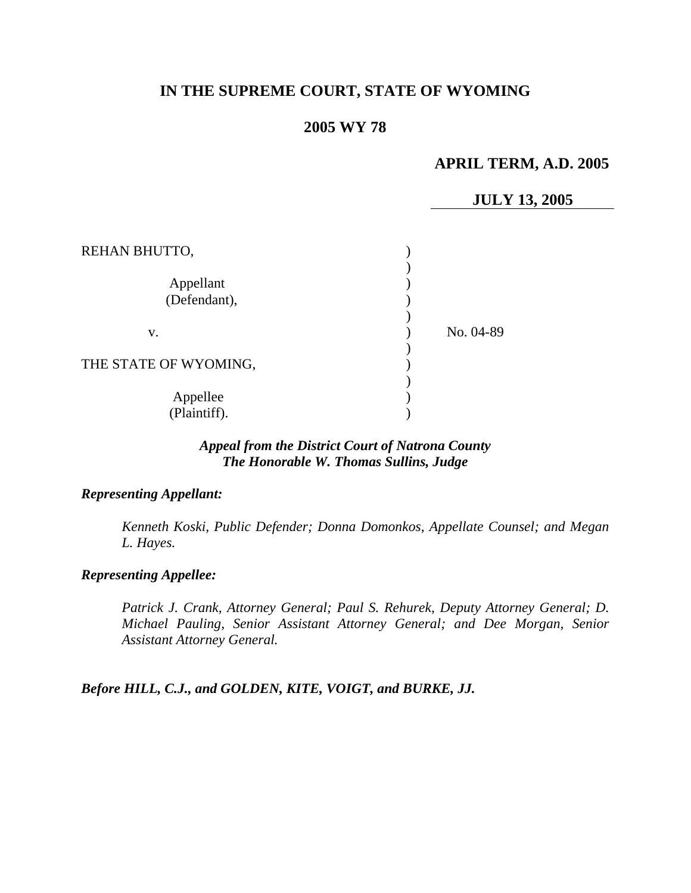# IN THE SUPREME COURT, STATE OF WYOMING

## 2005 WY 78

**APRIL TERM, A.D. 2005**

**JULY 13, 2005**

| | | |
|---|---|---|
| REHAN BHUTTO, | ) | |
| Appellant (Defendant), | ) | |
| v. | ) | No. 04-89 |
| THE STATE OF WYOMING, | ) | |
| Appellee (Plaintiff). | ) | |

***Appeal from the District Court of Natrona County***
***The Honorable W. Thomas Sullins, Judge***

***Representing Appellant:***

*Kenneth Koski, Public Defender; Donna Domonkos, Appellate Counsel; and Megan L. Hayes.*

***Representing Appellee:***

*Patrick J. Crank, Attorney General; Paul S. Rehurek, Deputy Attorney General; D. Michael Pauling, Senior Assistant Attorney General; and Dee Morgan, Senior Assistant Attorney General.*

***Before HILL, C.J., and GOLDEN, KITE, VOIGT, and BURKE, JJ.***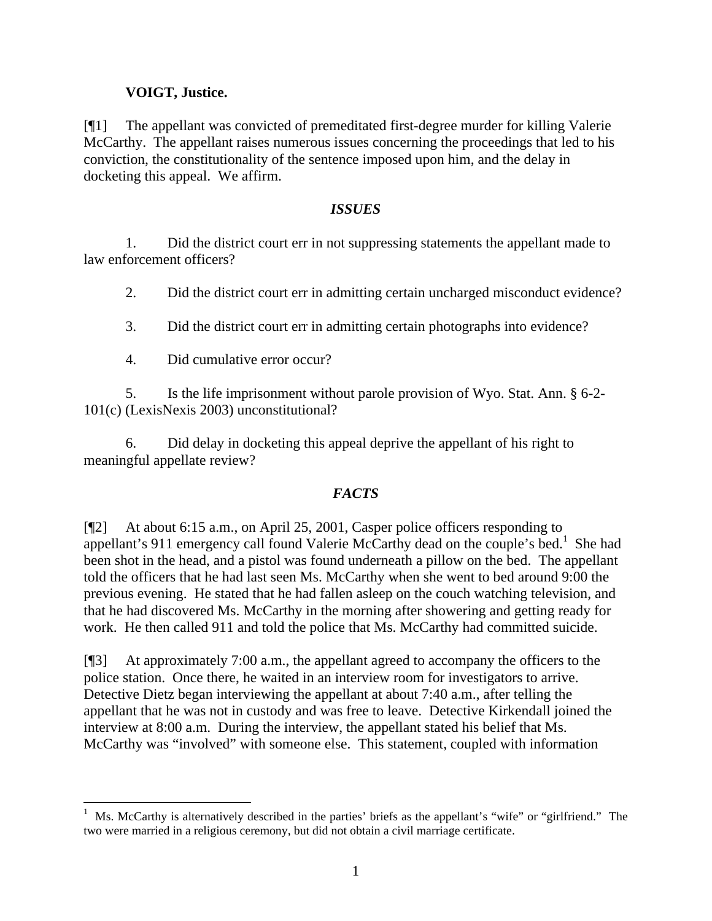**VOIGT, Justice.**

[¶1] The appellant was convicted of premeditated first-degree murder for killing Valerie McCarthy. The appellant raises numerous issues concerning the proceedings that led to his conviction, the constitutionality of the sentence imposed upon him, and the delay in docketing this appeal. We affirm.

## *ISSUES*

1. Did the district court err in not suppressing statements the appellant made to law enforcement officers?

2. Did the district court err in admitting certain uncharged misconduct evidence?

3. Did the district court err in admitting certain photographs into evidence?

4. Did cumulative error occur?

5. Is the life imprisonment without parole provision of Wyo. Stat. Ann. § 6-2-101(c) (LexisNexis 2003) unconstitutional?

6. Did delay in docketing this appeal deprive the appellant of his right to meaningful appellate review?

## *FACTS*

[¶2] At about 6:15 a.m., on April 25, 2001, Casper police officers responding to appellant's 911 emergency call found Valerie McCarthy dead on the couple's bed.[1] She had been shot in the head, and a pistol was found underneath a pillow on the bed. The appellant told the officers that he had last seen Ms. McCarthy when she went to bed around 9:00 the previous evening. He stated that he had fallen asleep on the couch watching television, and that he had discovered Ms. McCarthy in the morning after showering and getting ready for work. He then called 911 and told the police that Ms. McCarthy had committed suicide.

[¶3] At approximately 7:00 a.m., the appellant agreed to accompany the officers to the police station. Once there, he waited in an interview room for investigators to arrive. Detective Dietz began interviewing the appellant at about 7:40 a.m., after telling the appellant that he was not in custody and was free to leave. Detective Kirkendall joined the interview at 8:00 a.m. During the interview, the appellant stated his belief that Ms. McCarthy was "involved" with someone else. This statement, coupled with information

---

[1] Ms. McCarthy is alternatively described in the parties' briefs as the appellant's "wife" or "girlfriend." The two were married in a religious ceremony, but did not obtain a civil marriage certificate.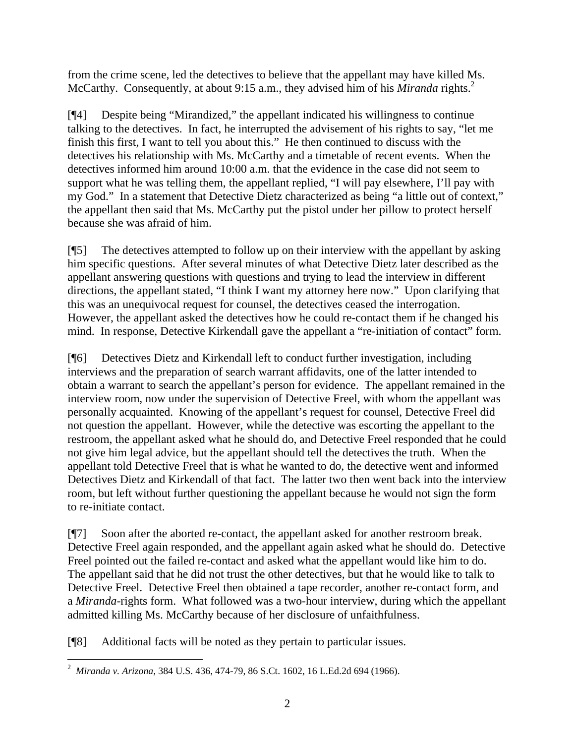from the crime scene, led the detectives to believe that the appellant may have killed Ms. McCarthy. Consequently, at about 9:15 a.m., they advised him of his *Miranda* rights.[2]

[¶4] Despite being "Mirandized," the appellant indicated his willingness to continue talking to the detectives. In fact, he interrupted the advisement of his rights to say, "let me finish this first, I want to tell you about this." He then continued to discuss with the detectives his relationship with Ms. McCarthy and a timetable of recent events. When the detectives informed him around 10:00 a.m. that the evidence in the case did not seem to support what he was telling them, the appellant replied, "I will pay elsewhere, I'll pay with my God." In a statement that Detective Dietz characterized as being "a little out of context," the appellant then said that Ms. McCarthy put the pistol under her pillow to protect herself because she was afraid of him.

[¶5] The detectives attempted to follow up on their interview with the appellant by asking him specific questions. After several minutes of what Detective Dietz later described as the appellant answering questions with questions and trying to lead the interview in different directions, the appellant stated, "I think I want my attorney here now." Upon clarifying that this was an unequivocal request for counsel, the detectives ceased the interrogation. However, the appellant asked the detectives how he could re-contact them if he changed his mind. In response, Detective Kirkendall gave the appellant a "re-initiation of contact" form.

[¶6] Detectives Dietz and Kirkendall left to conduct further investigation, including interviews and the preparation of search warrant affidavits, one of the latter intended to obtain a warrant to search the appellant's person for evidence. The appellant remained in the interview room, now under the supervision of Detective Freel, with whom the appellant was personally acquainted. Knowing of the appellant's request for counsel, Detective Freel did not question the appellant. However, while the detective was escorting the appellant to the restroom, the appellant asked what he should do, and Detective Freel responded that he could not give him legal advice, but the appellant should tell the detectives the truth. When the appellant told Detective Freel that is what he wanted to do, the detective went and informed Detectives Dietz and Kirkendall of that fact. The latter two then went back into the interview room, but left without further questioning the appellant because he would not sign the form to re-initiate contact.

[¶7] Soon after the aborted re-contact, the appellant asked for another restroom break. Detective Freel again responded, and the appellant again asked what he should do. Detective Freel pointed out the failed re-contact and asked what the appellant would like him to do. The appellant said that he did not trust the other detectives, but that he would like to talk to Detective Freel. Detective Freel then obtained a tape recorder, another re-contact form, and a *Miranda*-rights form. What followed was a two-hour interview, during which the appellant admitted killing Ms. McCarthy because of her disclosure of unfaithfulness.

[¶8] Additional facts will be noted as they pertain to particular issues.

---

[2] *Miranda v. Arizona*, 384 U.S. 436, 474-79, 86 S.Ct. 1602, 16 L.Ed.2d 694 (1966).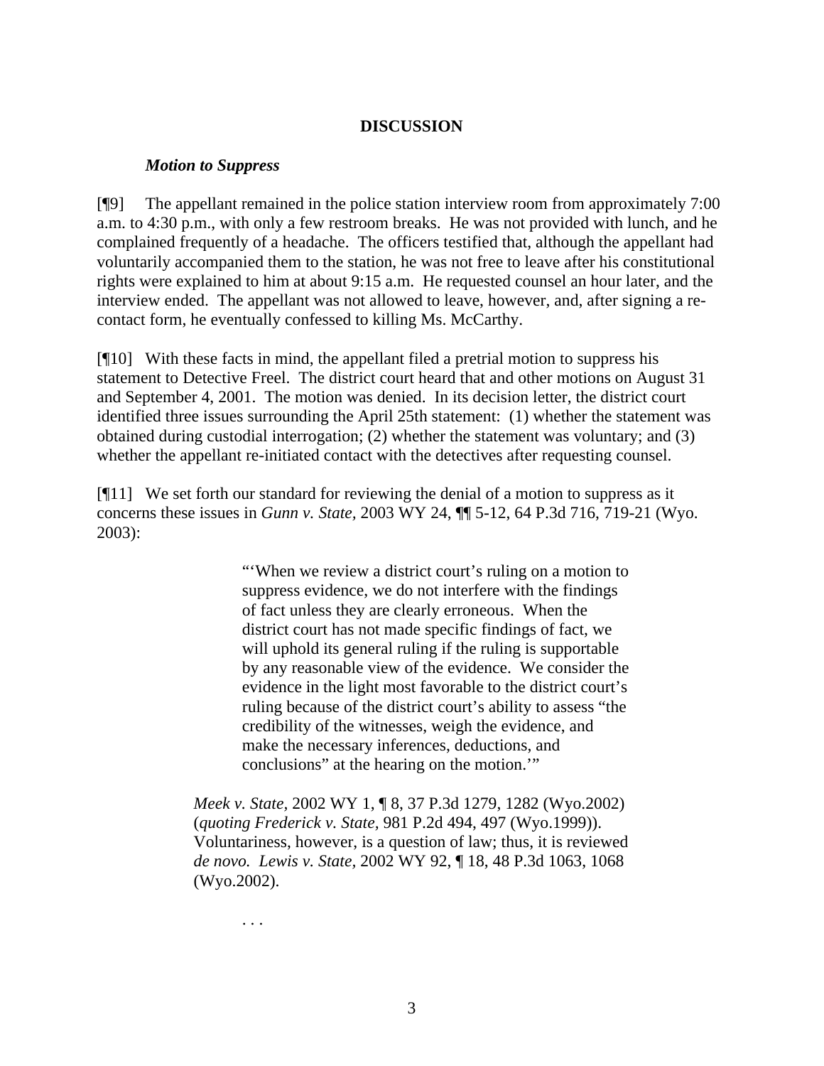## DISCUSSION

### *Motion to Suppress*

[¶9] The appellant remained in the police station interview room from approximately 7:00 a.m. to 4:30 p.m., with only a few restroom breaks. He was not provided with lunch, and he complained frequently of a headache. The officers testified that, although the appellant had voluntarily accompanied them to the station, he was not free to leave after his constitutional rights were explained to him at about 9:15 a.m. He requested counsel an hour later, and the interview ended. The appellant was not allowed to leave, however, and, after signing a re-contact form, he eventually confessed to killing Ms. McCarthy.

[¶10] With these facts in mind, the appellant filed a pretrial motion to suppress his statement to Detective Freel. The district court heard that and other motions on August 31 and September 4, 2001. The motion was denied. In its decision letter, the district court identified three issues surrounding the April 25th statement: (1) whether the statement was obtained during custodial interrogation; (2) whether the statement was voluntary; and (3) whether the appellant re-initiated contact with the detectives after requesting counsel.

[¶11] We set forth our standard for reviewing the denial of a motion to suppress as it concerns these issues in *Gunn v. State,* 2003 WY 24, ¶¶ 5-12, 64 P.3d 716, 719-21 (Wyo. 2003):

> "'When we review a district court's ruling on a motion to suppress evidence, we do not interfere with the findings of fact unless they are clearly erroneous. When the district court has not made specific findings of fact, we will uphold its general ruling if the ruling is supportable by any reasonable view of the evidence. We consider the evidence in the light most favorable to the district court's ruling because of the district court's ability to assess "the credibility of the witnesses, weigh the evidence, and make the necessary inferences, deductions, and conclusions" at the hearing on the motion.'"
>
> *Meek v. State,* 2002 WY 1, ¶ 8, 37 P.3d 1279, 1282 (Wyo.2002) (*quoting Frederick v. State,* 981 P.2d 494, 497 (Wyo.1999)). Voluntariness, however, is a question of law; thus, it is reviewed *de novo. Lewis v. State,* 2002 WY 92, ¶ 18, 48 P.3d 1063, 1068 (Wyo.2002).
>
> . . .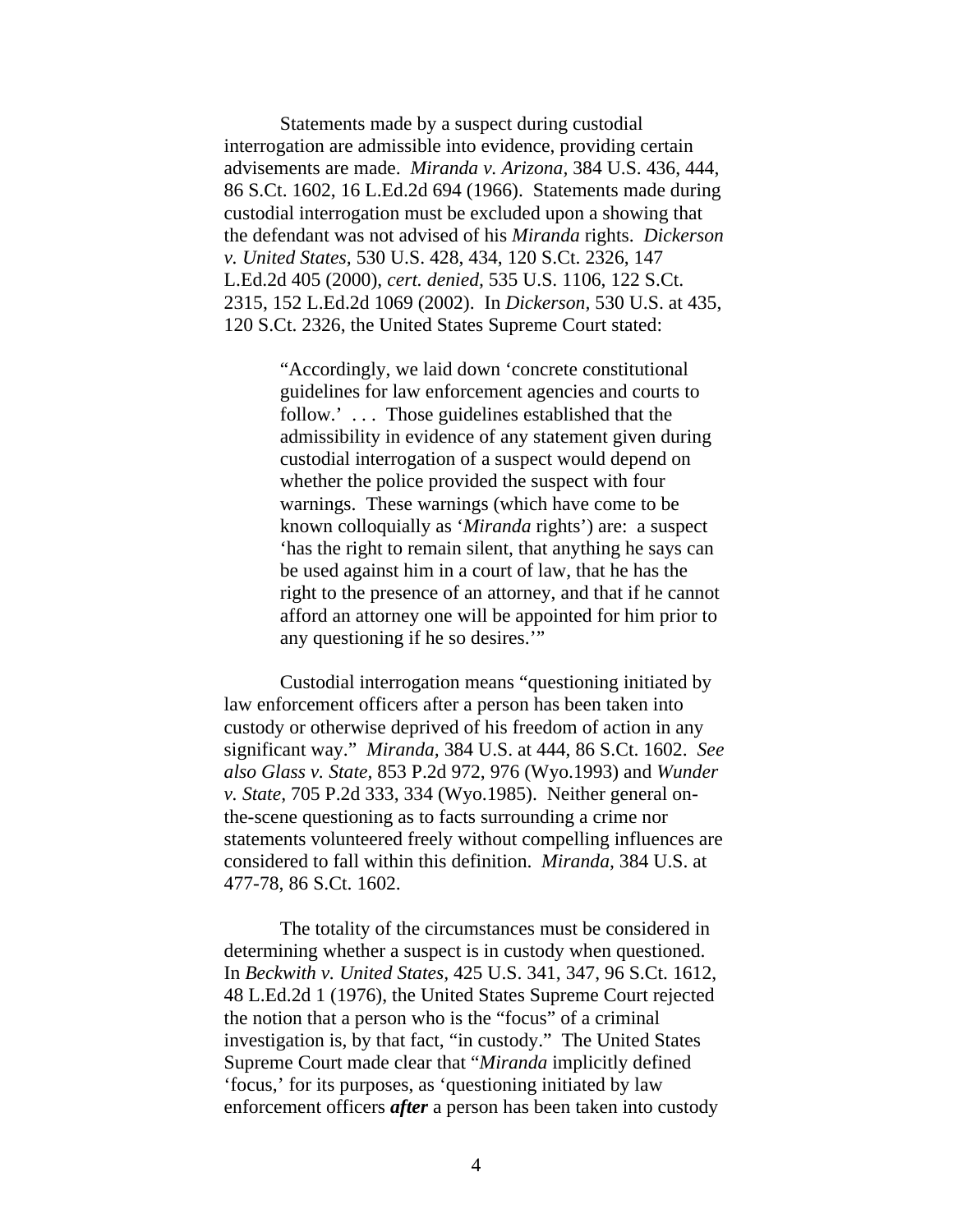Statements made by a suspect during custodial interrogation are admissible into evidence, providing certain advisements are made. *Miranda v. Arizona*, 384 U.S. 436, 444, 86 S.Ct. 1602, 16 L.Ed.2d 694 (1966). Statements made during custodial interrogation must be excluded upon a showing that the defendant was not advised of his *Miranda* rights. *Dickerson v. United States*, 530 U.S. 428, 434, 120 S.Ct. 2326, 147 L.Ed.2d 405 (2000), *cert. denied*, 535 U.S. 1106, 122 S.Ct. 2315, 152 L.Ed.2d 1069 (2002). In *Dickerson*, 530 U.S. at 435, 120 S.Ct. 2326, the United States Supreme Court stated:

> "Accordingly, we laid down 'concrete constitutional guidelines for law enforcement agencies and courts to follow.' . . . Those guidelines established that the admissibility in evidence of any statement given during custodial interrogation of a suspect would depend on whether the police provided the suspect with four warnings. These warnings (which have come to be known colloquially as '*Miranda* rights') are: a suspect 'has the right to remain silent, that anything he says can be used against him in a court of law, that he has the right to the presence of an attorney, and that if he cannot afford an attorney one will be appointed for him prior to any questioning if he so desires.'"

Custodial interrogation means "questioning initiated by law enforcement officers after a person has been taken into custody or otherwise deprived of his freedom of action in any significant way." *Miranda*, 384 U.S. at 444, 86 S.Ct. 1602. *See also Glass v. State*, 853 P.2d 972, 976 (Wyo.1993) and *Wunder v. State*, 705 P.2d 333, 334 (Wyo.1985). Neither general on-the-scene questioning as to facts surrounding a crime nor statements volunteered freely without compelling influences are considered to fall within this definition. *Miranda*, 384 U.S. at 477-78, 86 S.Ct. 1602.

The totality of the circumstances must be considered in determining whether a suspect is in custody when questioned. In *Beckwith v. United States*, 425 U.S. 341, 347, 96 S.Ct. 1612, 48 L.Ed.2d 1 (1976), the United States Supreme Court rejected the notion that a person who is the "focus" of a criminal investigation is, by that fact, "in custody." The United States Supreme Court made clear that "*Miranda* implicitly defined 'focus,' for its purposes, as 'questioning initiated by law enforcement officers ***after*** a person has been taken into custody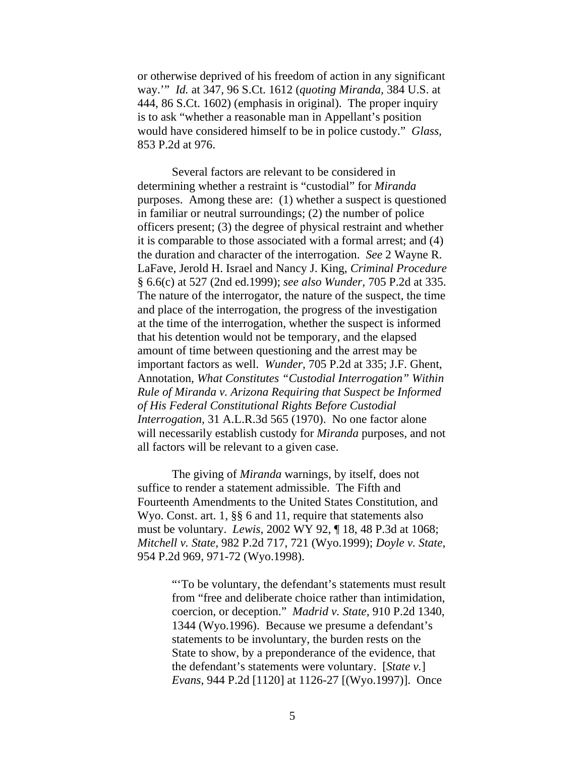or otherwise deprived of his freedom of action in any significant way.'" *Id.* at 347, 96 S.Ct. 1612 (*quoting Miranda*, 384 U.S. at 444, 86 S.Ct. 1602) (emphasis in original). The proper inquiry is to ask "whether a reasonable man in Appellant's position would have considered himself to be in police custody." *Glass*, 853 P.2d at 976.

Several factors are relevant to be considered in determining whether a restraint is "custodial" for *Miranda* purposes. Among these are: (1) whether a suspect is questioned in familiar or neutral surroundings; (2) the number of police officers present; (3) the degree of physical restraint and whether it is comparable to those associated with a formal arrest; and (4) the duration and character of the interrogation. *See* 2 Wayne R. LaFave, Jerold H. Israel and Nancy J. King, *Criminal Procedure* § 6.6(c) at 527 (2nd ed.1999); *see also Wunder*, 705 P.2d at 335. The nature of the interrogator, the nature of the suspect, the time and place of the interrogation, the progress of the investigation at the time of the interrogation, whether the suspect is informed that his detention would not be temporary, and the elapsed amount of time between questioning and the arrest may be important factors as well. *Wunder*, 705 P.2d at 335; J.F. Ghent, Annotation, *What Constitutes "Custodial Interrogation" Within Rule of Miranda v. Arizona Requiring that Suspect be Informed of His Federal Constitutional Rights Before Custodial Interrogation*, 31 A.L.R.3d 565 (1970). No one factor alone will necessarily establish custody for *Miranda* purposes, and not all factors will be relevant to a given case.

The giving of *Miranda* warnings, by itself, does not suffice to render a statement admissible. The Fifth and Fourteenth Amendments to the United States Constitution, and Wyo. Const. art. 1, §§ 6 and 11, require that statements also must be voluntary. *Lewis*, 2002 WY 92, ¶ 18, 48 P.3d at 1068; *Mitchell v. State*, 982 P.2d 717, 721 (Wyo.1999); *Doyle v. State*, 954 P.2d 969, 971-72 (Wyo.1998).

> "'To be voluntary, the defendant's statements must result from "free and deliberate choice rather than intimidation, coercion, or deception." *Madrid v. State*, 910 P.2d 1340, 1344 (Wyo.1996). Because we presume a defendant's statements to be involuntary, the burden rests on the State to show, by a preponderance of the evidence, that the defendant's statements were voluntary. [*State v.*] *Evans*, 944 P.2d [1120] at 1126-27 [(Wyo.1997)]. Once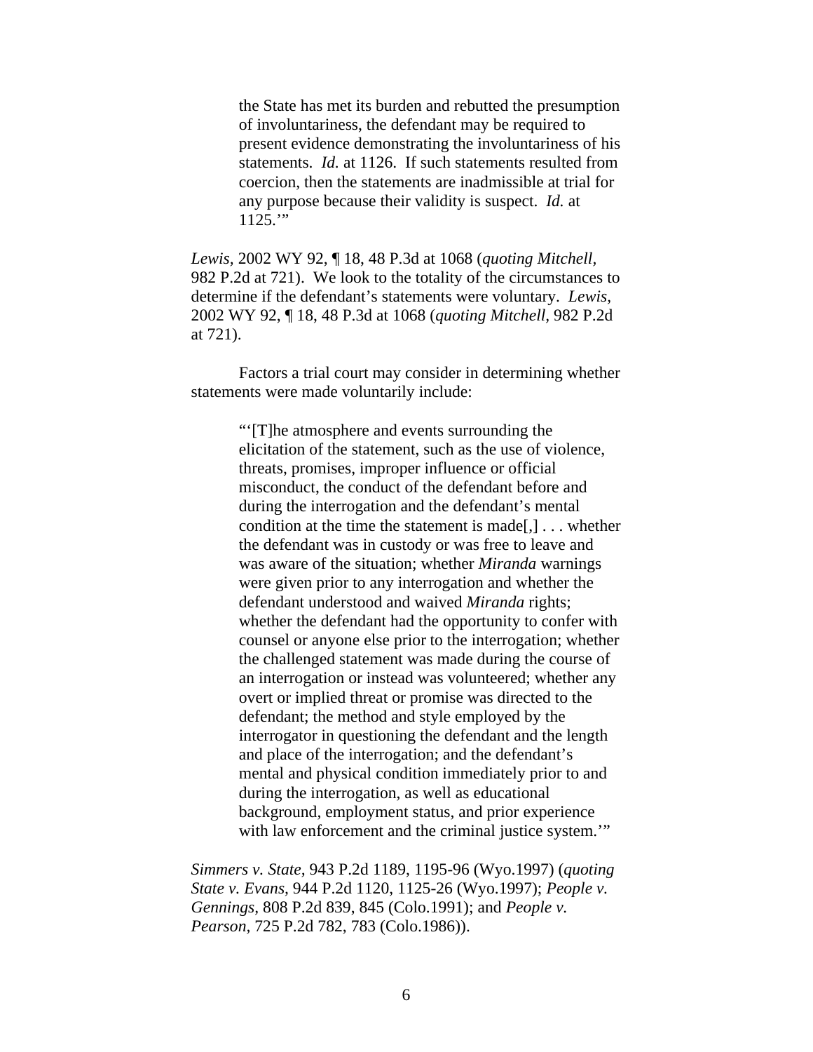> the State has met its burden and rebutted the presumption of involuntariness, the defendant may be required to present evidence demonstrating the involuntariness of his statements. *Id.* at 1126. If such statements resulted from coercion, then the statements are inadmissible at trial for any purpose because their validity is suspect. *Id.* at 1125.'"

*Lewis*, 2002 WY 92, ¶ 18, 48 P.3d at 1068 (*quoting Mitchell*, 982 P.2d at 721). We look to the totality of the circumstances to determine if the defendant's statements were voluntary. *Lewis*, 2002 WY 92, ¶ 18, 48 P.3d at 1068 (*quoting Mitchell*, 982 P.2d at 721).

Factors a trial court may consider in determining whether statements were made voluntarily include:

> "'[T]he atmosphere and events surrounding the elicitation of the statement, such as the use of violence, threats, promises, improper influence or official misconduct, the conduct of the defendant before and during the interrogation and the defendant's mental condition at the time the statement is made[,] . . . whether the defendant was in custody or was free to leave and was aware of the situation; whether *Miranda* warnings were given prior to any interrogation and whether the defendant understood and waived *Miranda* rights; whether the defendant had the opportunity to confer with counsel or anyone else prior to the interrogation; whether the challenged statement was made during the course of an interrogation or instead was volunteered; whether any overt or implied threat or promise was directed to the defendant; the method and style employed by the interrogator in questioning the defendant and the length and place of the interrogation; and the defendant's mental and physical condition immediately prior to and during the interrogation, as well as educational background, employment status, and prior experience with law enforcement and the criminal justice system.'"

*Simmers v. State*, 943 P.2d 1189, 1195-96 (Wyo.1997) (*quoting State v. Evans*, 944 P.2d 1120, 1125-26 (Wyo.1997); *People v. Gennings*, 808 P.2d 839, 845 (Colo.1991); and *People v. Pearson*, 725 P.2d 782, 783 (Colo.1986)).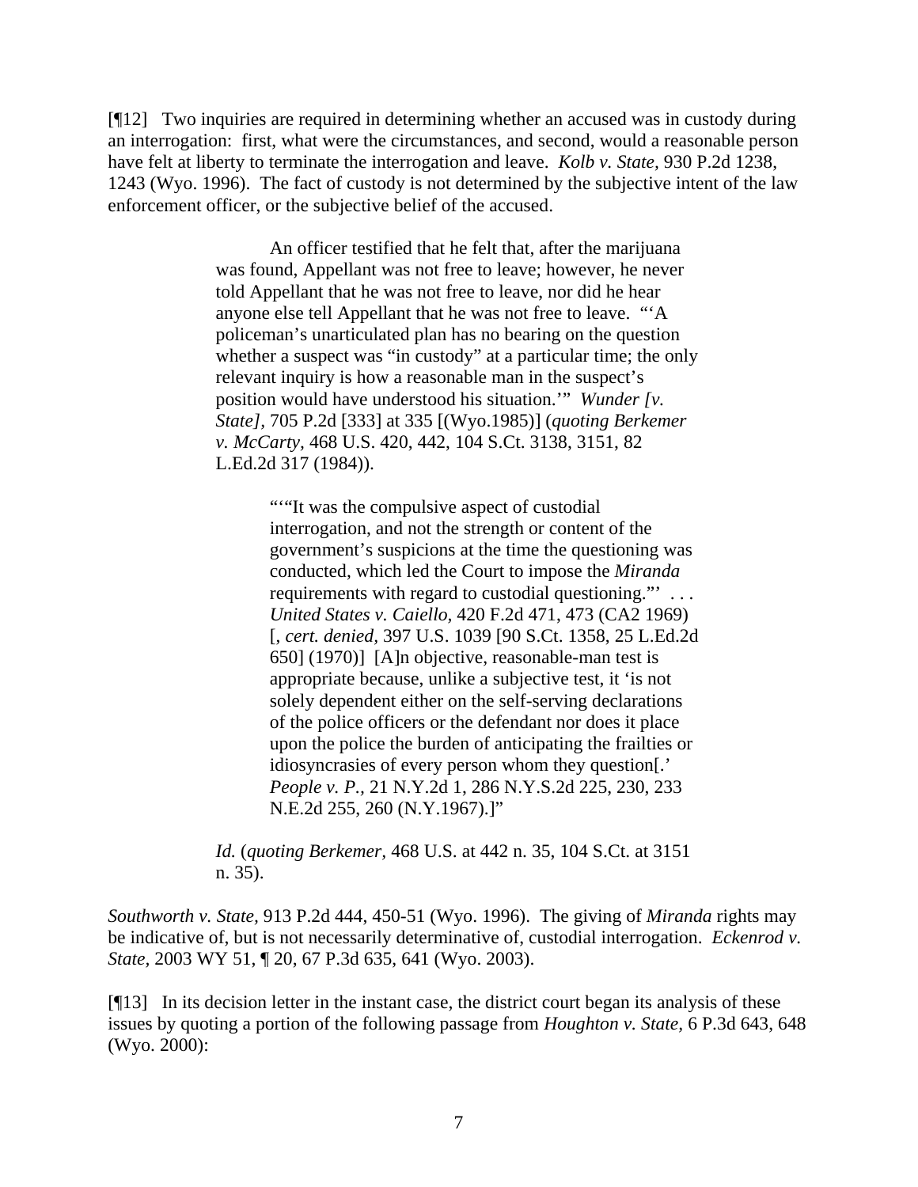[¶12] Two inquiries are required in determining whether an accused was in custody during an interrogation: first, what were the circumstances, and second, would a reasonable person have felt at liberty to terminate the interrogation and leave. *Kolb v. State,* 930 P.2d 1238, 1243 (Wyo. 1996). The fact of custody is not determined by the subjective intent of the law enforcement officer, or the subjective belief of the accused.

> An officer testified that he felt that, after the marijuana was found, Appellant was not free to leave; however, he never told Appellant that he was not free to leave, nor did he hear anyone else tell Appellant that he was not free to leave. "'A policeman's unarticulated plan has no bearing on the question whether a suspect was "in custody" at a particular time; the only relevant inquiry is how a reasonable man in the suspect's position would have understood his situation.'" *Wunder [v. State],* 705 P.2d [333] at 335 [(Wyo.1985)] (*quoting Berkemer v. McCarty*, 468 U.S. 420, 442, 104 S.Ct. 3138, 3151, 82 L.Ed.2d 317 (1984)).
>
>> "'"It was the compulsive aspect of custodial interrogation, and not the strength or content of the government's suspicions at the time the questioning was conducted, which led the Court to impose the *Miranda* requirements with regard to custodial questioning."' . . . *United States v. Caiello,* 420 F.2d 471, 473 (CA2 1969) [, *cert. denied*, 397 U.S. 1039 [90 S.Ct. 1358, 25 L.Ed.2d 650] (1970)] [A]n objective, reasonable-man test is appropriate because, unlike a subjective test, it 'is not solely dependent either on the self-serving declarations of the police officers or the defendant nor does it place upon the police the burden of anticipating the frailties or idiosyncrasies of every person whom they question[.' *People v. P.*, 21 N.Y.2d 1, 286 N.Y.S.2d 225, 230, 233 N.E.2d 255, 260 (N.Y.1967).]"
>
> *Id.* (*quoting Berkemer,* 468 U.S. at 442 n. 35, 104 S.Ct. at 3151 n. 35).

*Southworth v. State*, 913 P.2d 444, 450-51 (Wyo. 1996). The giving of *Miranda* rights may be indicative of, but is not necessarily determinative of, custodial interrogation. *Eckenrod v. State,* 2003 WY 51, ¶ 20, 67 P.3d 635, 641 (Wyo. 2003).

[¶13] In its decision letter in the instant case, the district court began its analysis of these issues by quoting a portion of the following passage from *Houghton v. State,* 6 P.3d 643, 648 (Wyo. 2000):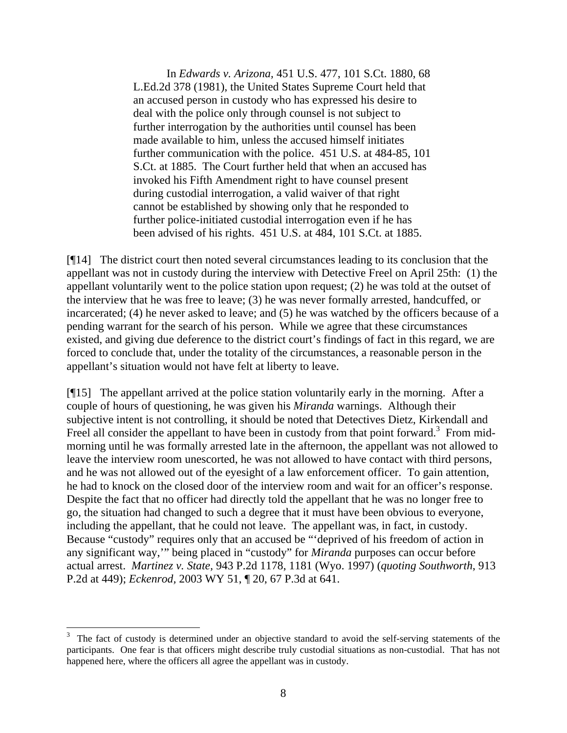> In *Edwards v. Arizona,* 451 U.S. 477, 101 S.Ct. 1880, 68 L.Ed.2d 378 (1981), the United States Supreme Court held that an accused person in custody who has expressed his desire to deal with the police only through counsel is not subject to further interrogation by the authorities until counsel has been made available to him, unless the accused himself initiates further communication with the police. 451 U.S. at 484-85, 101 S.Ct. at 1885. The Court further held that when an accused has invoked his Fifth Amendment right to have counsel present during custodial interrogation, a valid waiver of that right cannot be established by showing only that he responded to further police-initiated custodial interrogation even if he has been advised of his rights. 451 U.S. at 484, 101 S.Ct. at 1885.

[¶14] The district court then noted several circumstances leading to its conclusion that the appellant was not in custody during the interview with Detective Freel on April 25th: (1) the appellant voluntarily went to the police station upon request; (2) he was told at the outset of the interview that he was free to leave; (3) he was never formally arrested, handcuffed, or incarcerated; (4) he never asked to leave; and (5) he was watched by the officers because of a pending warrant for the search of his person. While we agree that these circumstances existed, and giving due deference to the district court's findings of fact in this regard, we are forced to conclude that, under the totality of the circumstances, a reasonable person in the appellant's situation would not have felt at liberty to leave.

[¶15] The appellant arrived at the police station voluntarily early in the morning. After a couple of hours of questioning, he was given his *Miranda* warnings. Although their subjective intent is not controlling, it should be noted that Detectives Dietz, Kirkendall and Freel all consider the appellant to have been in custody from that point forward.[3] From mid-morning until he was formally arrested late in the afternoon, the appellant was not allowed to leave the interview room unescorted, he was not allowed to have contact with third persons, and he was not allowed out of the eyesight of a law enforcement officer. To gain attention, he had to knock on the closed door of the interview room and wait for an officer's response. Despite the fact that no officer had directly told the appellant that he was no longer free to go, the situation had changed to such a degree that it must have been obvious to everyone, including the appellant, that he could not leave. The appellant was, in fact, in custody. Because "custody" requires only that an accused be "'deprived of his freedom of action in any significant way,'" being placed in "custody" for *Miranda* purposes can occur before actual arrest. *Martinez v. State,* 943 P.2d 1178, 1181 (Wyo. 1997) (*quoting Southworth*, 913 P.2d at 449); *Eckenrod,* 2003 WY 51, ¶ 20, 67 P.3d at 641.

---

[3] The fact of custody is determined under an objective standard to avoid the self-serving statements of the participants. One fear is that officers might describe truly custodial situations as non-custodial. That has not happened here, where the officers all agree the appellant was in custody.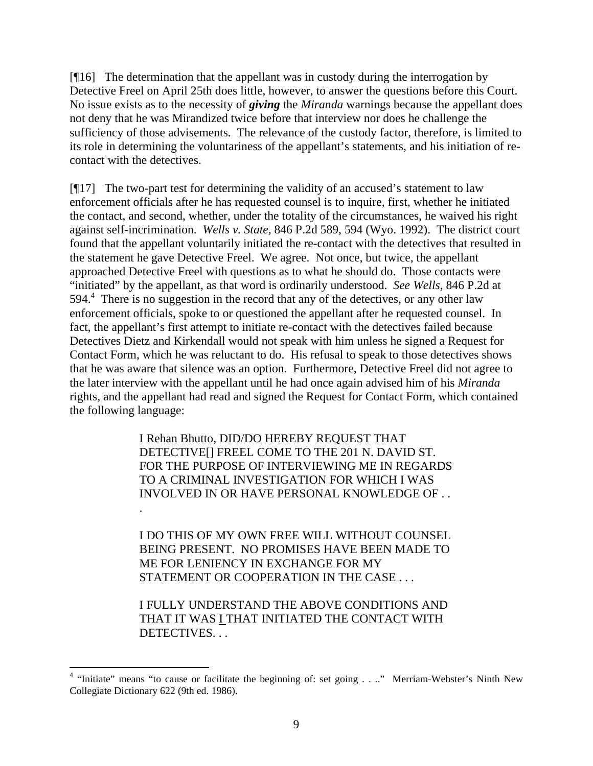[¶16] The determination that the appellant was in custody during the interrogation by Detective Freel on April 25th does little, however, to answer the questions before this Court. No issue exists as to the necessity of ***giving*** the *Miranda* warnings because the appellant does not deny that he was Mirandized twice before that interview nor does he challenge the sufficiency of those advisements. The relevance of the custody factor, therefore, is limited to its role in determining the voluntariness of the appellant's statements, and his initiation of re-contact with the detectives.

[¶17] The two-part test for determining the validity of an accused's statement to law enforcement officials after he has requested counsel is to inquire, first, whether he initiated the contact, and second, whether, under the totality of the circumstances, he waived his right against self-incrimination. *Wells v. State,* 846 P.2d 589, 594 (Wyo. 1992). The district court found that the appellant voluntarily initiated the re-contact with the detectives that resulted in the statement he gave Detective Freel. We agree. Not once, but twice, the appellant approached Detective Freel with questions as to what he should do. Those contacts were "initiated" by the appellant, as that word is ordinarily understood. *See Wells,* 846 P.2d at 594.[4] There is no suggestion in the record that any of the detectives, or any other law enforcement officials, spoke to or questioned the appellant after he requested counsel. In fact, the appellant's first attempt to initiate re-contact with the detectives failed because Detectives Dietz and Kirkendall would not speak with him unless he signed a Request for Contact Form, which he was reluctant to do. His refusal to speak to those detectives shows that he was aware that silence was an option. Furthermore, Detective Freel did not agree to the later interview with the appellant until he had once again advised him of his *Miranda* rights, and the appellant had read and signed the Request for Contact Form, which contained the following language:

> I Rehan Bhutto, DID/DO HEREBY REQUEST THAT DETECTIVE[] FREEL COME TO THE 201 N. DAVID ST. FOR THE PURPOSE OF INTERVIEWING ME IN REGARDS TO A CRIMINAL INVESTIGATION FOR WHICH I WAS INVOLVED IN OR HAVE PERSONAL KNOWLEDGE OF . . .
>
> I DO THIS OF MY OWN FREE WILL WITHOUT COUNSEL BEING PRESENT. NO PROMISES HAVE BEEN MADE TO ME FOR LENIENCY IN EXCHANGE FOR MY STATEMENT OR COOPERATION IN THE CASE . . .
>
> I FULLY UNDERSTAND THE ABOVE CONDITIONS AND THAT IT WAS <u>I</u> THAT INITIATED THE CONTACT WITH DETECTIVES. . .

---

[4] "Initiate" means "to cause or facilitate the beginning of: set going . . .." Merriam-Webster's Ninth New Collegiate Dictionary 622 (9th ed. 1986).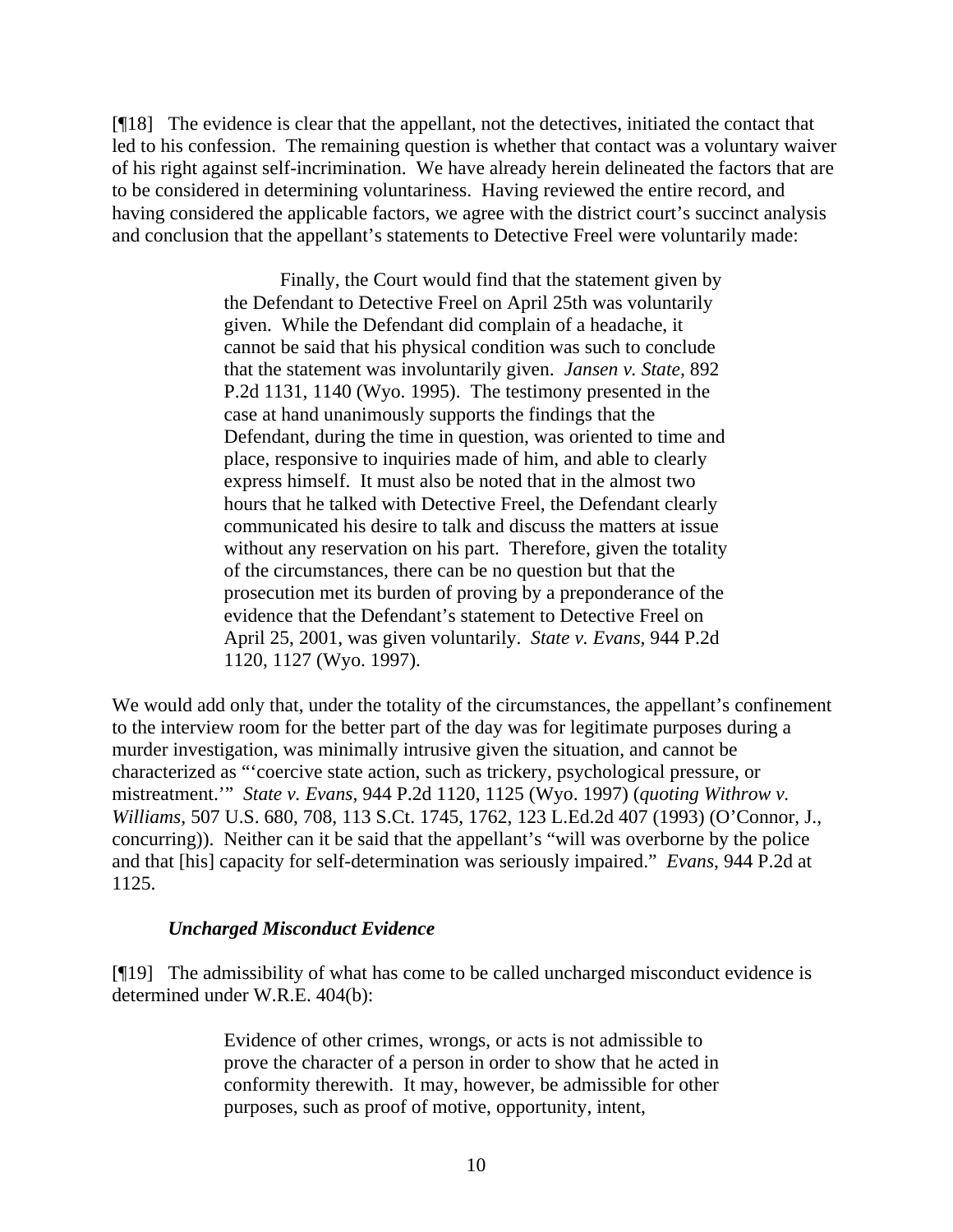[¶18] The evidence is clear that the appellant, not the detectives, initiated the contact that led to his confession. The remaining question is whether that contact was a voluntary waiver of his right against self-incrimination. We have already herein delineated the factors that are to be considered in determining voluntariness. Having reviewed the entire record, and having considered the applicable factors, we agree with the district court's succinct analysis and conclusion that the appellant's statements to Detective Freel were voluntarily made:

> Finally, the Court would find that the statement given by the Defendant to Detective Freel on April 25th was voluntarily given. While the Defendant did complain of a headache, it cannot be said that his physical condition was such to conclude that the statement was involuntarily given. *Jansen v. State,* 892 P.2d 1131, 1140 (Wyo. 1995). The testimony presented in the case at hand unanimously supports the findings that the Defendant, during the time in question, was oriented to time and place, responsive to inquiries made of him, and able to clearly express himself. It must also be noted that in the almost two hours that he talked with Detective Freel, the Defendant clearly communicated his desire to talk and discuss the matters at issue without any reservation on his part. Therefore, given the totality of the circumstances, there can be no question but that the prosecution met its burden of proving by a preponderance of the evidence that the Defendant's statement to Detective Freel on April 25, 2001, was given voluntarily. *State v. Evans*, 944 P.2d 1120, 1127 (Wyo. 1997).

We would add only that, under the totality of the circumstances, the appellant's confinement to the interview room for the better part of the day was for legitimate purposes during a murder investigation, was minimally intrusive given the situation, and cannot be characterized as "'coercive state action, such as trickery, psychological pressure, or mistreatment.'" *State v. Evans*, 944 P.2d 1120, 1125 (Wyo. 1997) (*quoting Withrow v. Williams*, 507 U.S. 680, 708, 113 S.Ct. 1745, 1762, 123 L.Ed.2d 407 (1993) (O'Connor, J., concurring)). Neither can it be said that the appellant's "will was overborne by the police and that [his] capacity for self-determination was seriously impaired." *Evans*, 944 P.2d at 1125.

***Uncharged Misconduct Evidence***

[¶19] The admissibility of what has come to be called uncharged misconduct evidence is determined under W.R.E. 404(b):

> Evidence of other crimes, wrongs, or acts is not admissible to prove the character of a person in order to show that he acted in conformity therewith. It may, however, be admissible for other purposes, such as proof of motive, opportunity, intent,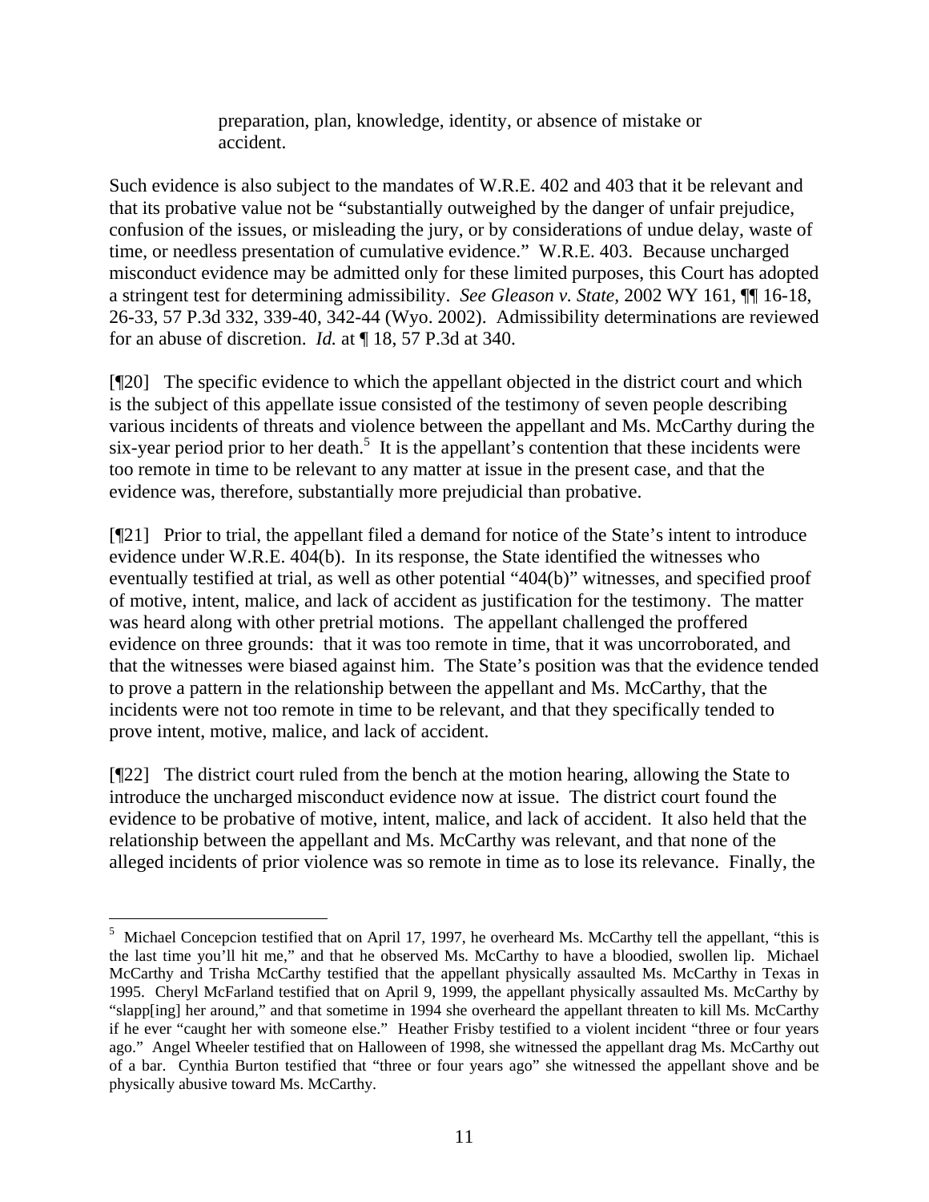> preparation, plan, knowledge, identity, or absence of mistake or accident.

Such evidence is also subject to the mandates of W.R.E. 402 and 403 that it be relevant and that its probative value not be "substantially outweighed by the danger of unfair prejudice, confusion of the issues, or misleading the jury, or by considerations of undue delay, waste of time, or needless presentation of cumulative evidence." W.R.E. 403. Because uncharged misconduct evidence may be admitted only for these limited purposes, this Court has adopted a stringent test for determining admissibility. *See Gleason v. State*, 2002 WY 161, ¶¶ 16-18, 26-33, 57 P.3d 332, 339-40, 342-44 (Wyo. 2002). Admissibility determinations are reviewed for an abuse of discretion. *Id.* at ¶ 18, 57 P.3d at 340.

[¶20] The specific evidence to which the appellant objected in the district court and which is the subject of this appellate issue consisted of the testimony of seven people describing various incidents of threats and violence between the appellant and Ms. McCarthy during the six-year period prior to her death.[5] It is the appellant's contention that these incidents were too remote in time to be relevant to any matter at issue in the present case, and that the evidence was, therefore, substantially more prejudicial than probative.

[¶21] Prior to trial, the appellant filed a demand for notice of the State's intent to introduce evidence under W.R.E. 404(b). In its response, the State identified the witnesses who eventually testified at trial, as well as other potential "404(b)" witnesses, and specified proof of motive, intent, malice, and lack of accident as justification for the testimony. The matter was heard along with other pretrial motions. The appellant challenged the proffered evidence on three grounds: that it was too remote in time, that it was uncorroborated, and that the witnesses were biased against him. The State's position was that the evidence tended to prove a pattern in the relationship between the appellant and Ms. McCarthy, that the incidents were not too remote in time to be relevant, and that they specifically tended to prove intent, motive, malice, and lack of accident.

[¶22] The district court ruled from the bench at the motion hearing, allowing the State to introduce the uncharged misconduct evidence now at issue. The district court found the evidence to be probative of motive, intent, malice, and lack of accident. It also held that the relationship between the appellant and Ms. McCarthy was relevant, and that none of the alleged incidents of prior violence was so remote in time as to lose its relevance. Finally, the

---

[5] Michael Concepcion testified that on April 17, 1997, he overheard Ms. McCarthy tell the appellant, "this is the last time you'll hit me," and that he observed Ms. McCarthy to have a bloodied, swollen lip. Michael McCarthy and Trisha McCarthy testified that the appellant physically assaulted Ms. McCarthy in Texas in 1995. Cheryl McFarland testified that on April 9, 1999, the appellant physically assaulted Ms. McCarthy by "slapp[ing] her around," and that sometime in 1994 she overheard the appellant threaten to kill Ms. McCarthy if he ever "caught her with someone else." Heather Frisby testified to a violent incident "three or four years ago." Angel Wheeler testified that on Halloween of 1998, she witnessed the appellant drag Ms. McCarthy out of a bar. Cynthia Burton testified that "three or four years ago" she witnessed the appellant shove and be physically abusive toward Ms. McCarthy.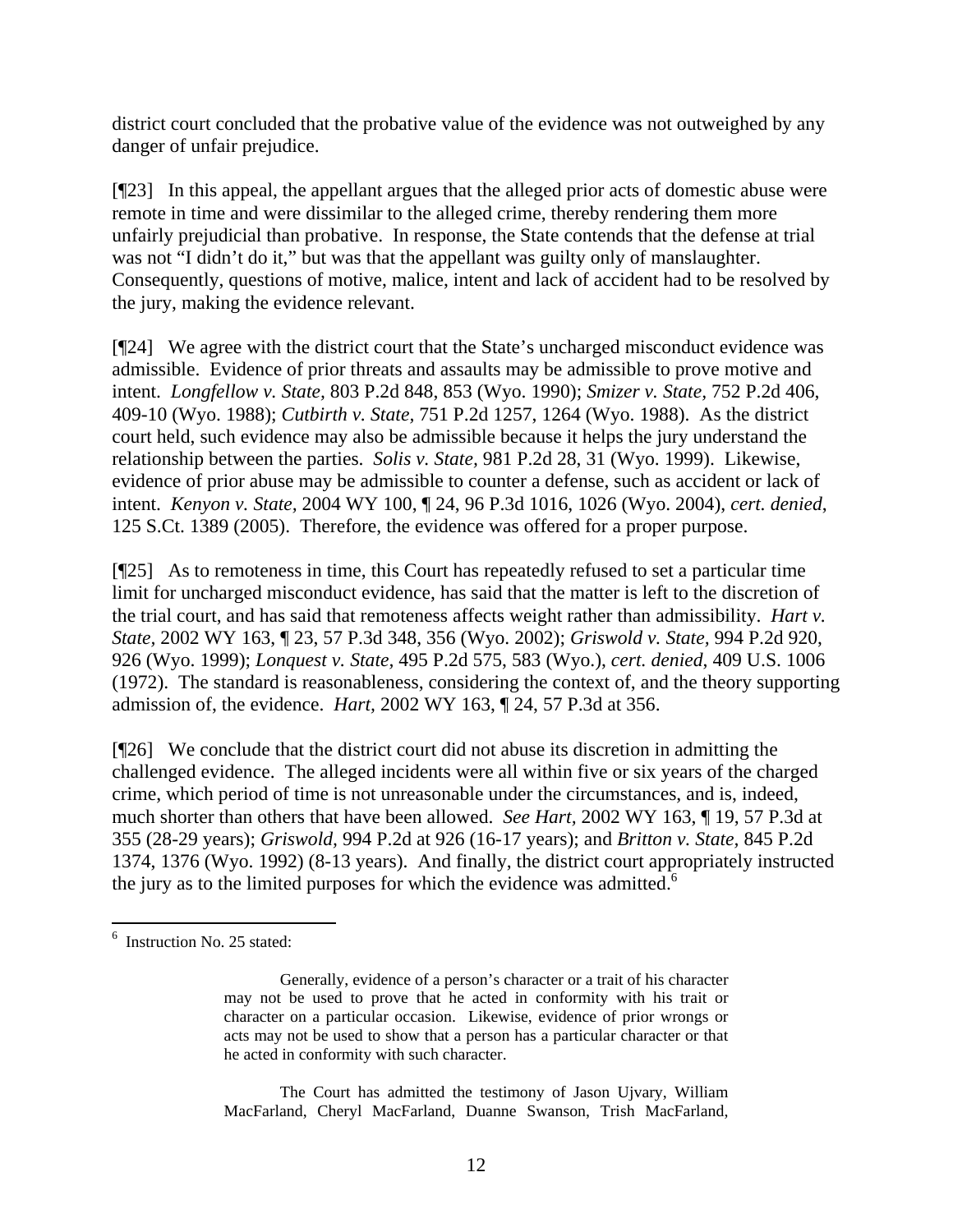district court concluded that the probative value of the evidence was not outweighed by any danger of unfair prejudice.

[¶23] In this appeal, the appellant argues that the alleged prior acts of domestic abuse were remote in time and were dissimilar to the alleged crime, thereby rendering them more unfairly prejudicial than probative. In response, the State contends that the defense at trial was not "I didn't do it," but was that the appellant was guilty only of manslaughter. Consequently, questions of motive, malice, intent and lack of accident had to be resolved by the jury, making the evidence relevant.

[¶24] We agree with the district court that the State's uncharged misconduct evidence was admissible. Evidence of prior threats and assaults may be admissible to prove motive and intent. *Longfellow v. State*, 803 P.2d 848, 853 (Wyo. 1990); *Smizer v. State*, 752 P.2d 406, 409-10 (Wyo. 1988); *Cutbirth v. State*, 751 P.2d 1257, 1264 (Wyo. 1988). As the district court held, such evidence may also be admissible because it helps the jury understand the relationship between the parties. *Solis v. State*, 981 P.2d 28, 31 (Wyo. 1999). Likewise, evidence of prior abuse may be admissible to counter a defense, such as accident or lack of intent. *Kenyon v. State*, 2004 WY 100, ¶ 24, 96 P.3d 1016, 1026 (Wyo. 2004), *cert. denied*, 125 S.Ct. 1389 (2005). Therefore, the evidence was offered for a proper purpose.

[¶25] As to remoteness in time, this Court has repeatedly refused to set a particular time limit for uncharged misconduct evidence, has said that the matter is left to the discretion of the trial court, and has said that remoteness affects weight rather than admissibility. *Hart v. State*, 2002 WY 163, ¶ 23, 57 P.3d 348, 356 (Wyo. 2002); *Griswold v. State*, 994 P.2d 920, 926 (Wyo. 1999); *Lonquest v. State*, 495 P.2d 575, 583 (Wyo.), *cert. denied*, 409 U.S. 1006 (1972). The standard is reasonableness, considering the context of, and the theory supporting admission of, the evidence. *Hart*, 2002 WY 163, ¶ 24, 57 P.3d at 356.

[¶26] We conclude that the district court did not abuse its discretion in admitting the challenged evidence. The alleged incidents were all within five or six years of the charged crime, which period of time is not unreasonable under the circumstances, and is, indeed, much shorter than others that have been allowed. *See Hart*, 2002 WY 163, ¶ 19, 57 P.3d at 355 (28-29 years); *Griswold*, 994 P.2d at 926 (16-17 years); and *Britton v. State*, 845 P.2d 1374, 1376 (Wyo. 1992) (8-13 years). And finally, the district court appropriately instructed the jury as to the limited purposes for which the evidence was admitted.[6]

---

[6] Instruction No. 25 stated:

> Generally, evidence of a person's character or a trait of his character may not be used to prove that he acted in conformity with his trait or character on a particular occasion. Likewise, evidence of prior wrongs or acts may not be used to show that a person has a particular character or that he acted in conformity with such character.
>
> The Court has admitted the testimony of Jason Ujvary, William MacFarland, Cheryl MacFarland, Duanne Swanson, Trish MacFarland,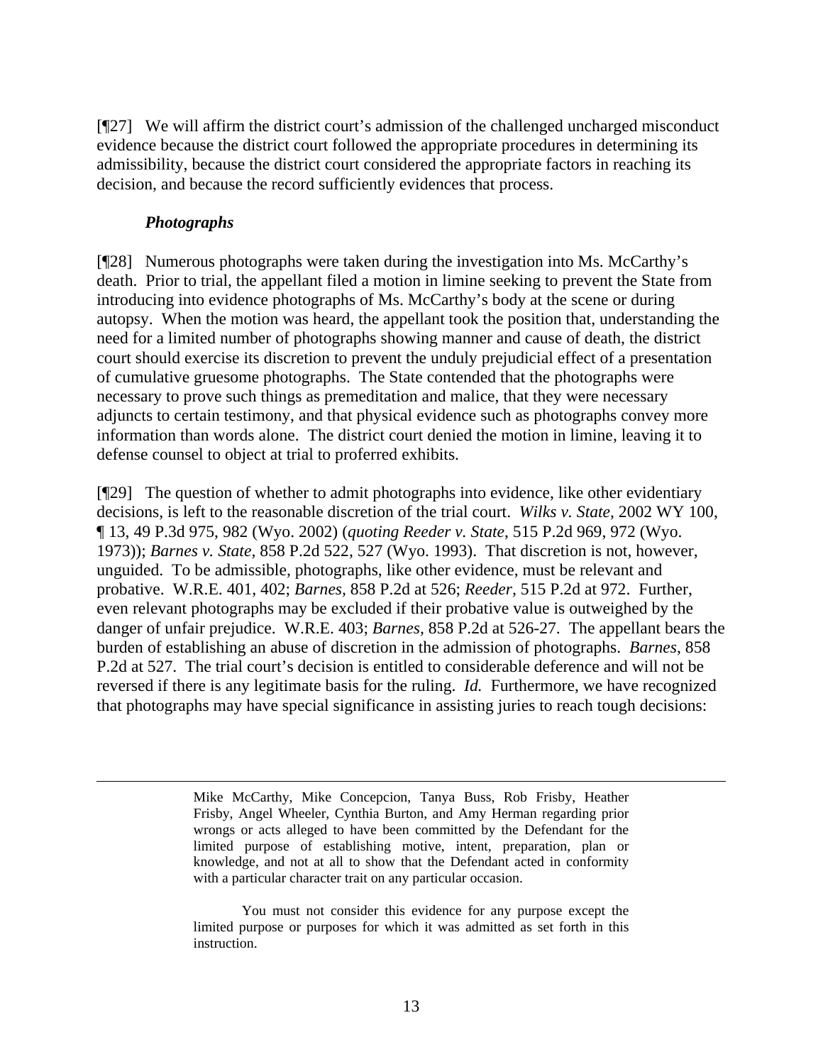[¶27] We will affirm the district court's admission of the challenged uncharged misconduct evidence because the district court followed the appropriate procedures in determining its admissibility, because the district court considered the appropriate factors in reaching its decision, and because the record sufficiently evidences that process.

***Photographs***

[¶28] Numerous photographs were taken during the investigation into Ms. McCarthy's death. Prior to trial, the appellant filed a motion in limine seeking to prevent the State from introducing into evidence photographs of Ms. McCarthy's body at the scene or during autopsy. When the motion was heard, the appellant took the position that, understanding the need for a limited number of photographs showing manner and cause of death, the district court should exercise its discretion to prevent the unduly prejudicial effect of a presentation of cumulative gruesome photographs. The State contended that the photographs were necessary to prove such things as premeditation and malice, that they were necessary adjuncts to certain testimony, and that physical evidence such as photographs convey more information than words alone. The district court denied the motion in limine, leaving it to defense counsel to object at trial to proferred exhibits.

[¶29] The question of whether to admit photographs into evidence, like other evidentiary decisions, is left to the reasonable discretion of the trial court. *Wilks v. State*, 2002 WY 100, ¶ 13, 49 P.3d 975, 982 (Wyo. 2002) (*quoting Reeder v. State*, 515 P.2d 969, 972 (Wyo. 1973)); *Barnes v. State*, 858 P.2d 522, 527 (Wyo. 1993). That discretion is not, however, unguided. To be admissible, photographs, like other evidence, must be relevant and probative. W.R.E. 401, 402; *Barnes*, 858 P.2d at 526; *Reeder*, 515 P.2d at 972. Further, even relevant photographs may be excluded if their probative value is outweighed by the danger of unfair prejudice. W.R.E. 403; *Barnes*, 858 P.2d at 526-27. The appellant bears the burden of establishing an abuse of discretion in the admission of photographs. *Barnes*, 858 P.2d at 527. The trial court's decision is entitled to considerable deference and will not be reversed if there is any legitimate basis for the ruling. *Id.* Furthermore, we have recognized that photographs may have special significance in assisting juries to reach tough decisions:

---

> Mike McCarthy, Mike Concepcion, Tanya Buss, Rob Frisby, Heather Frisby, Angel Wheeler, Cynthia Burton, and Amy Herman regarding prior wrongs or acts alleged to have been committed by the Defendant for the limited purpose of establishing motive, intent, preparation, plan or knowledge, and not at all to show that the Defendant acted in conformity with a particular character trait on any particular occasion.
>
> You must not consider this evidence for any purpose except the limited purpose or purposes for which it was admitted as set forth in this instruction.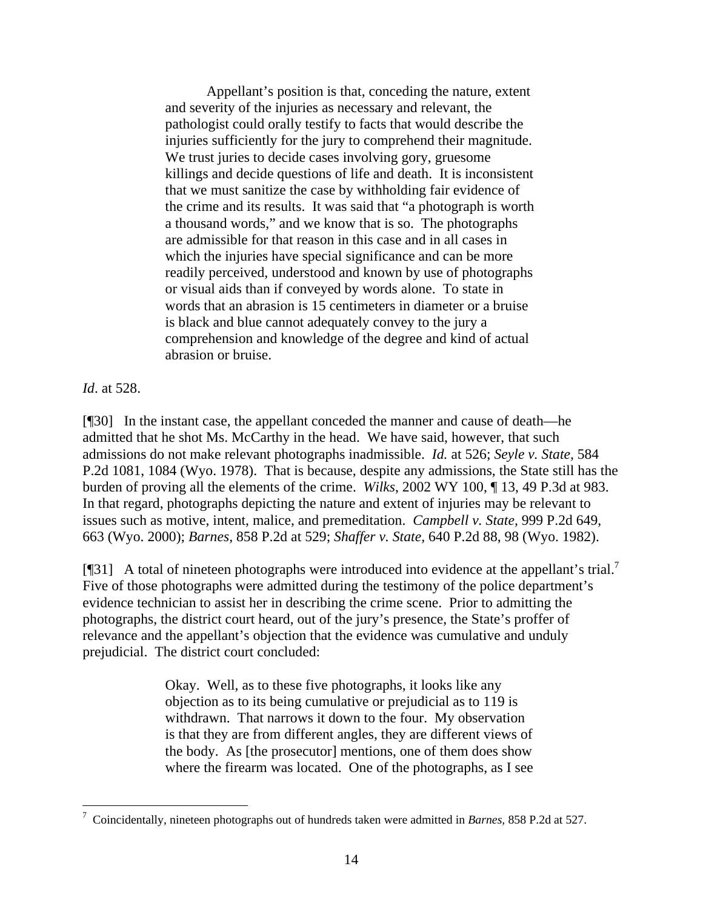> Appellant's position is that, conceding the nature, extent and severity of the injuries as necessary and relevant, the pathologist could orally testify to facts that would describe the injuries sufficiently for the jury to comprehend their magnitude. We trust juries to decide cases involving gory, gruesome killings and decide questions of life and death. It is inconsistent that we must sanitize the case by withholding fair evidence of the crime and its results. It was said that "a photograph is worth a thousand words," and we know that is so. The photographs are admissible for that reason in this case and in all cases in which the injuries have special significance and can be more readily perceived, understood and known by use of photographs or visual aids than if conveyed by words alone. To state in words that an abrasion is 15 centimeters in diameter or a bruise is black and blue cannot adequately convey to the jury a comprehension and knowledge of the degree and kind of actual abrasion or bruise.

*Id*. at 528.

[¶30] In the instant case, the appellant conceded the manner and cause of death—he admitted that he shot Ms. McCarthy in the head. We have said, however, that such admissions do not make relevant photographs inadmissible. *Id.* at 526; *Seyle v. State,* 584 P.2d 1081, 1084 (Wyo. 1978). That is because, despite any admissions, the State still has the burden of proving all the elements of the crime. *Wilks*, 2002 WY 100, ¶ 13, 49 P.3d at 983. In that regard, photographs depicting the nature and extent of injuries may be relevant to issues such as motive, intent, malice, and premeditation. *Campbell v. State,* 999 P.2d 649, 663 (Wyo. 2000); *Barnes,* 858 P.2d at 529; *Shaffer v. State,* 640 P.2d 88, 98 (Wyo. 1982).

[¶31] A total of nineteen photographs were introduced into evidence at the appellant's trial.[7] Five of those photographs were admitted during the testimony of the police department's evidence technician to assist her in describing the crime scene. Prior to admitting the photographs, the district court heard, out of the jury's presence, the State's proffer of relevance and the appellant's objection that the evidence was cumulative and unduly prejudicial. The district court concluded:

> Okay. Well, as to these five photographs, it looks like any objection as to its being cumulative or prejudicial as to 119 is withdrawn. That narrows it down to the four. My observation is that they are from different angles, they are different views of the body. As [the prosecutor] mentions, one of them does show where the firearm was located. One of the photographs, as I see

[7] Coincidentally, nineteen photographs out of hundreds taken were admitted in *Barnes,* 858 P.2d at 527.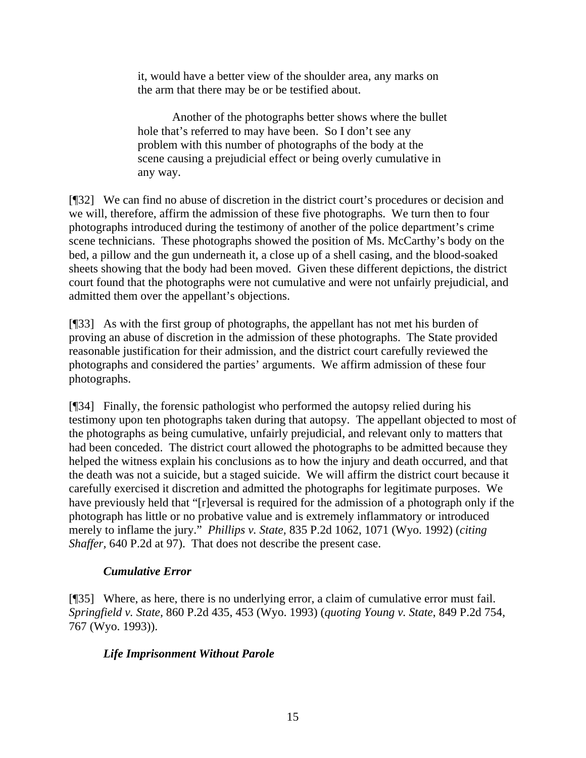> it, would have a better view of the shoulder area, any marks on the arm that there may be or be testified about.
>
> Another of the photographs better shows where the bullet hole that's referred to may have been. So I don't see any problem with this number of photographs of the body at the scene causing a prejudicial effect or being overly cumulative in any way.

[¶32] We can find no abuse of discretion in the district court's procedures or decision and we will, therefore, affirm the admission of these five photographs. We turn then to four photographs introduced during the testimony of another of the police department's crime scene technicians. These photographs showed the position of Ms. McCarthy's body on the bed, a pillow and the gun underneath it, a close up of a shell casing, and the blood-soaked sheets showing that the body had been moved. Given these different depictions, the district court found that the photographs were not cumulative and were not unfairly prejudicial, and admitted them over the appellant's objections.

[¶33] As with the first group of photographs, the appellant has not met his burden of proving an abuse of discretion in the admission of these photographs. The State provided reasonable justification for their admission, and the district court carefully reviewed the photographs and considered the parties' arguments. We affirm admission of these four photographs.

[¶34] Finally, the forensic pathologist who performed the autopsy relied during his testimony upon ten photographs taken during that autopsy. The appellant objected to most of the photographs as being cumulative, unfairly prejudicial, and relevant only to matters that had been conceded. The district court allowed the photographs to be admitted because they helped the witness explain his conclusions as to how the injury and death occurred, and that the death was not a suicide, but a staged suicide. We will affirm the district court because it carefully exercised it discretion and admitted the photographs for legitimate purposes. We have previously held that "[r]eversal is required for the admission of a photograph only if the photograph has little or no probative value and is extremely inflammatory or introduced merely to inflame the jury." *Phillips v. State*, 835 P.2d 1062, 1071 (Wyo. 1992) (*citing Shaffer*, 640 P.2d at 97). That does not describe the present case.

### *Cumulative Error*

[¶35] Where, as here, there is no underlying error, a claim of cumulative error must fail. *Springfield v. State*, 860 P.2d 435, 453 (Wyo. 1993) (*quoting Young v. State*, 849 P.2d 754, 767 (Wyo. 1993)).

### *Life Imprisonment Without Parole*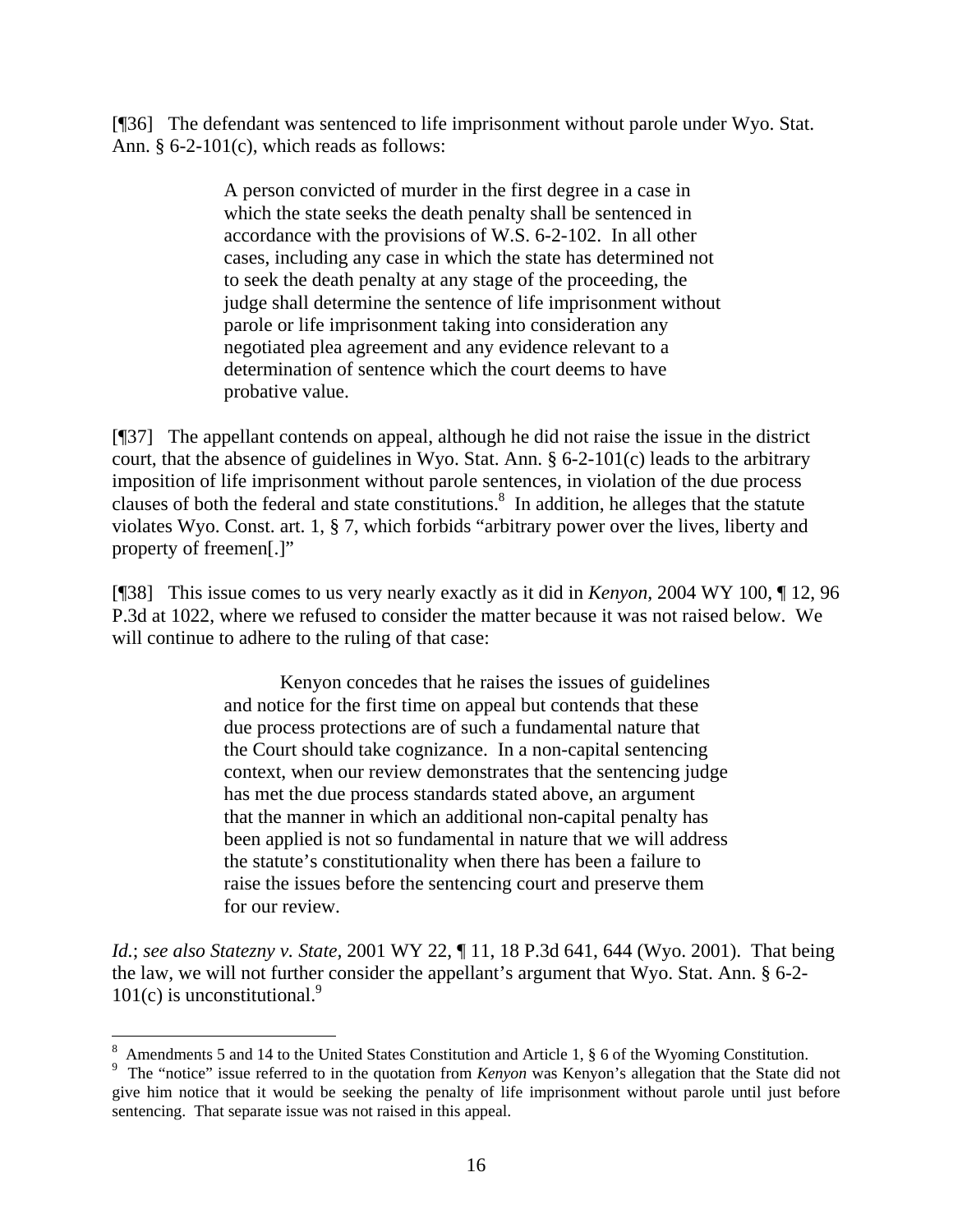[¶36] The defendant was sentenced to life imprisonment without parole under Wyo. Stat. Ann. § 6-2-101(c), which reads as follows:

> A person convicted of murder in the first degree in a case in which the state seeks the death penalty shall be sentenced in accordance with the provisions of W.S. 6-2-102. In all other cases, including any case in which the state has determined not to seek the death penalty at any stage of the proceeding, the judge shall determine the sentence of life imprisonment without parole or life imprisonment taking into consideration any negotiated plea agreement and any evidence relevant to a determination of sentence which the court deems to have probative value.

[¶37] The appellant contends on appeal, although he did not raise the issue in the district court, that the absence of guidelines in Wyo. Stat. Ann. § 6-2-101(c) leads to the arbitrary imposition of life imprisonment without parole sentences, in violation of the due process clauses of both the federal and state constitutions.[8] In addition, he alleges that the statute violates Wyo. Const. art. 1, § 7, which forbids "arbitrary power over the lives, liberty and property of freemen[.]"

[¶38] This issue comes to us very nearly exactly as it did in *Kenyon*, 2004 WY 100, ¶ 12, 96 P.3d at 1022, where we refused to consider the matter because it was not raised below. We will continue to adhere to the ruling of that case:

> Kenyon concedes that he raises the issues of guidelines and notice for the first time on appeal but contends that these due process protections are of such a fundamental nature that the Court should take cognizance. In a non-capital sentencing context, when our review demonstrates that the sentencing judge has met the due process standards stated above, an argument that the manner in which an additional non-capital penalty has been applied is not so fundamental in nature that we will address the statute's constitutionality when there has been a failure to raise the issues before the sentencing court and preserve them for our review.

*Id.*; *see also Statezny v. State*, 2001 WY 22, ¶ 11, 18 P.3d 641, 644 (Wyo. 2001). That being the law, we will not further consider the appellant's argument that Wyo. Stat. Ann. § 6-2-101(c) is unconstitutional.[9]

---

[8] Amendments 5 and 14 to the United States Constitution and Article 1, § 6 of the Wyoming Constitution.

[9] The "notice" issue referred to in the quotation from *Kenyon* was Kenyon's allegation that the State did not give him notice that it would be seeking the penalty of life imprisonment without parole until just before sentencing. That separate issue was not raised in this appeal.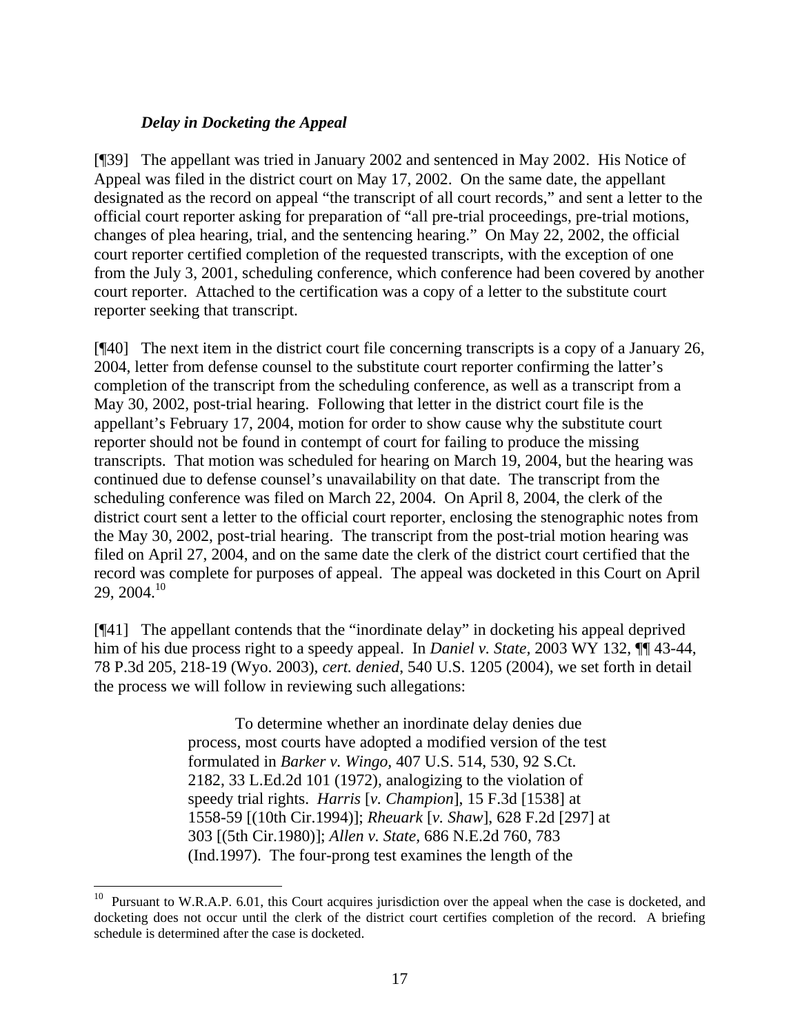### *Delay in Docketing the Appeal*

[¶39] The appellant was tried in January 2002 and sentenced in May 2002. His Notice of Appeal was filed in the district court on May 17, 2002. On the same date, the appellant designated as the record on appeal "the transcript of all court records," and sent a letter to the official court reporter asking for preparation of "all pre-trial proceedings, pre-trial motions, changes of plea hearing, trial, and the sentencing hearing." On May 22, 2002, the official court reporter certified completion of the requested transcripts, with the exception of one from the July 3, 2001, scheduling conference, which conference had been covered by another court reporter. Attached to the certification was a copy of a letter to the substitute court reporter seeking that transcript.

[¶40] The next item in the district court file concerning transcripts is a copy of a January 26, 2004, letter from defense counsel to the substitute court reporter confirming the latter's completion of the transcript from the scheduling conference, as well as a transcript from a May 30, 2002, post-trial hearing. Following that letter in the district court file is the appellant's February 17, 2004, motion for order to show cause why the substitute court reporter should not be found in contempt of court for failing to produce the missing transcripts. That motion was scheduled for hearing on March 19, 2004, but the hearing was continued due to defense counsel's unavailability on that date. The transcript from the scheduling conference was filed on March 22, 2004. On April 8, 2004, the clerk of the district court sent a letter to the official court reporter, enclosing the stenographic notes from the May 30, 2002, post-trial hearing. The transcript from the post-trial motion hearing was filed on April 27, 2004, and on the same date the clerk of the district court certified that the record was complete for purposes of appeal. The appeal was docketed in this Court on April 29, 2004.[10]

[¶41] The appellant contends that the "inordinate delay" in docketing his appeal deprived him of his due process right to a speedy appeal. In *Daniel v. State*, 2003 WY 132, ¶¶ 43-44, 78 P.3d 205, 218-19 (Wyo. 2003), *cert. denied*, 540 U.S. 1205 (2004), we set forth in detail the process we will follow in reviewing such allegations:

> To determine whether an inordinate delay denies due process, most courts have adopted a modified version of the test formulated in *Barker v. Wingo,* 407 U.S. 514, 530, 92 S.Ct. 2182, 33 L.Ed.2d 101 (1972), analogizing to the violation of speedy trial rights. *Harris* [*v. Champion*], 15 F.3d [1538] at 1558-59 [(10th Cir.1994)]; *Rheuark* [*v. Shaw*], 628 F.2d [297] at 303 [(5th Cir.1980)]; *Allen v. State,* 686 N.E.2d 760, 783 (Ind.1997). The four-prong test examines the length of the

---

[10] Pursuant to W.R.A.P. 6.01, this Court acquires jurisdiction over the appeal when the case is docketed, and docketing does not occur until the clerk of the district court certifies completion of the record. A briefing schedule is determined after the case is docketed.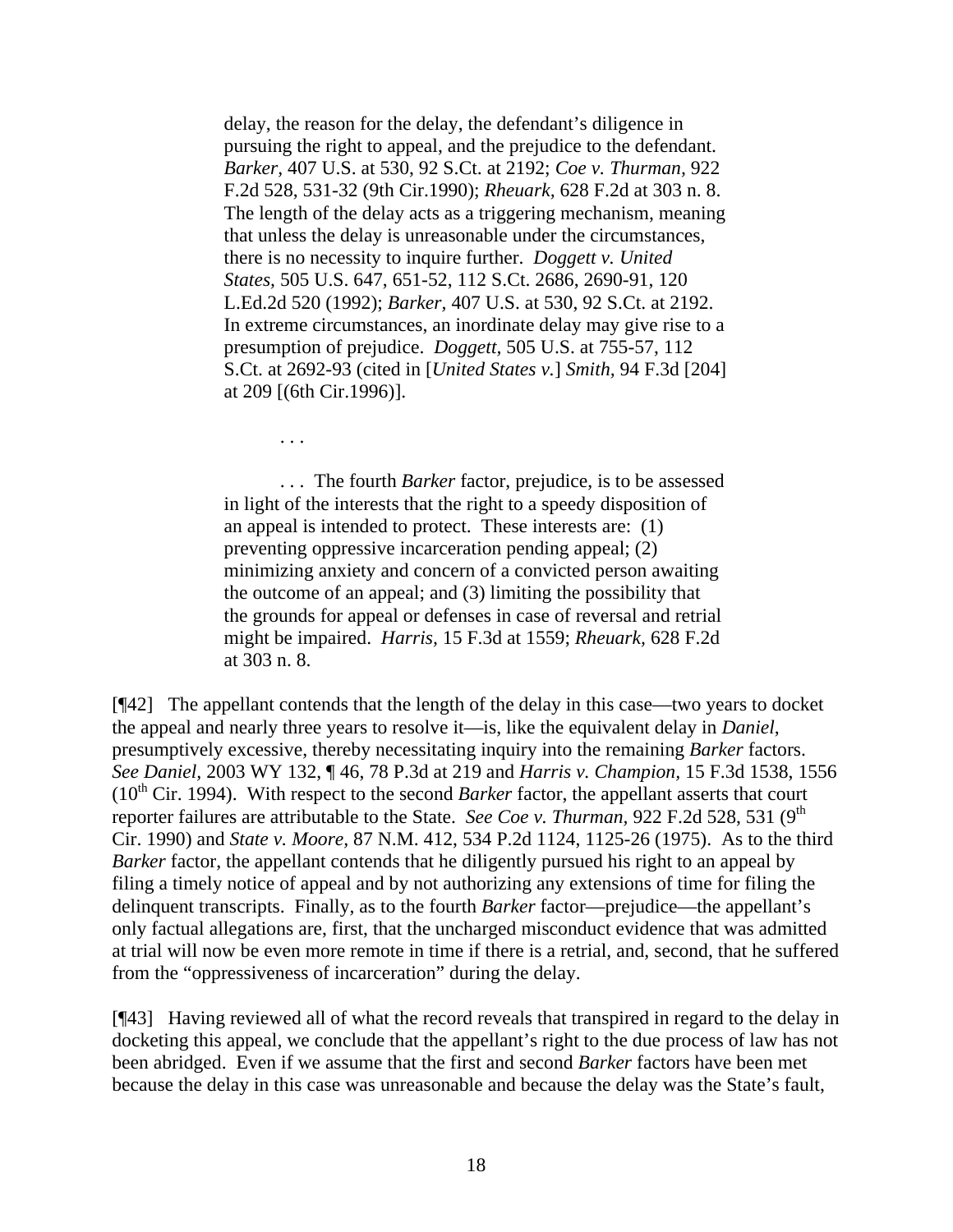> delay, the reason for the delay, the defendant's diligence in pursuing the right to appeal, and the prejudice to the defendant. *Barker,* 407 U.S. at 530, 92 S.Ct. at 2192; *Coe v. Thurman,* 922 F.2d 528, 531-32 (9th Cir.1990); *Rheuark,* 628 F.2d at 303 n. 8. The length of the delay acts as a triggering mechanism, meaning that unless the delay is unreasonable under the circumstances, there is no necessity to inquire further. *Doggett v. United States,* 505 U.S. 647, 651-52, 112 S.Ct. 2686, 2690-91, 120 L.Ed.2d 520 (1992); *Barker,* 407 U.S. at 530, 92 S.Ct. at 2192. In extreme circumstances, an inordinate delay may give rise to a presumption of prejudice. *Doggett,* 505 U.S. at 755-57, 112 S.Ct. at 2692-93 (cited in [*United States v.*] *Smith,* 94 F.3d [204] at 209 [(6th Cir.1996)].
>
> . . .
>
> . . . The fourth *Barker* factor, prejudice, is to be assessed in light of the interests that the right to a speedy disposition of an appeal is intended to protect. These interests are: (1) preventing oppressive incarceration pending appeal; (2) minimizing anxiety and concern of a convicted person awaiting the outcome of an appeal; and (3) limiting the possibility that the grounds for appeal or defenses in case of reversal and retrial might be impaired. *Harris,* 15 F.3d at 1559; *Rheuark,* 628 F.2d at 303 n. 8.

[¶42] The appellant contends that the length of the delay in this case—two years to docket the appeal and nearly three years to resolve it—is, like the equivalent delay in *Daniel,* presumptively excessive, thereby necessitating inquiry into the remaining *Barker* factors. *See Daniel,* 2003 WY 132, ¶ 46, 78 P.3d at 219 and *Harris v. Champion,* 15 F.3d 1538, 1556 (10th Cir. 1994). With respect to the second *Barker* factor, the appellant asserts that court reporter failures are attributable to the State. *See Coe v. Thurman,* 922 F.2d 528, 531 (9th Cir. 1990) and *State v. Moore,* 87 N.M. 412, 534 P.2d 1124, 1125-26 (1975). As to the third *Barker* factor, the appellant contends that he diligently pursued his right to an appeal by filing a timely notice of appeal and by not authorizing any extensions of time for filing the delinquent transcripts. Finally, as to the fourth *Barker* factor—prejudice—the appellant's only factual allegations are, first, that the uncharged misconduct evidence that was admitted at trial will now be even more remote in time if there is a retrial, and, second, that he suffered from the "oppressiveness of incarceration" during the delay.

[¶43] Having reviewed all of what the record reveals that transpired in regard to the delay in docketing this appeal, we conclude that the appellant's right to the due process of law has not been abridged. Even if we assume that the first and second *Barker* factors have been met because the delay in this case was unreasonable and because the delay was the State's fault,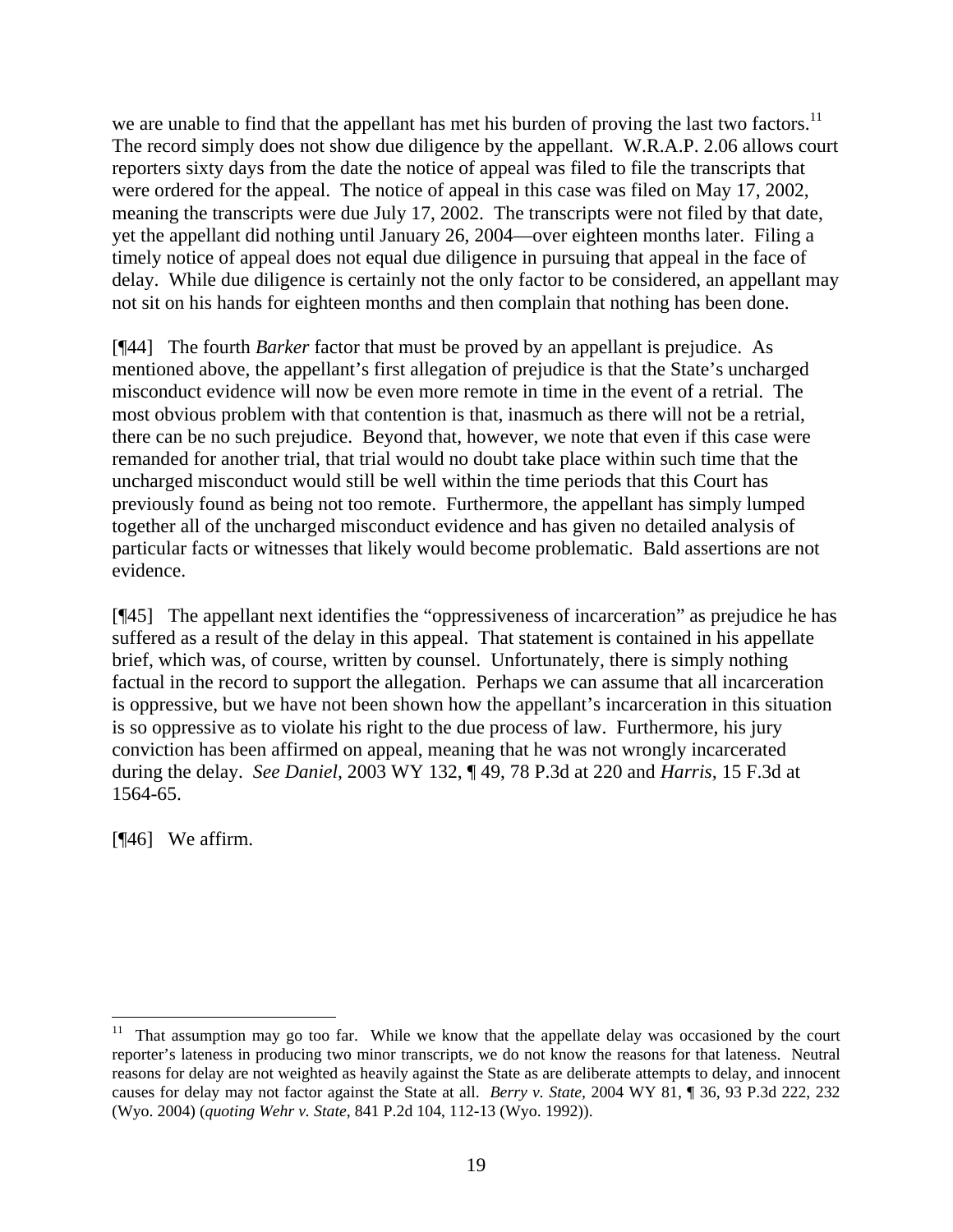we are unable to find that the appellant has met his burden of proving the last two factors.[11] The record simply does not show due diligence by the appellant. W.R.A.P. 2.06 allows court reporters sixty days from the date the notice of appeal was filed to file the transcripts that were ordered for the appeal. The notice of appeal in this case was filed on May 17, 2002, meaning the transcripts were due July 17, 2002. The transcripts were not filed by that date, yet the appellant did nothing until January 26, 2004—over eighteen months later. Filing a timely notice of appeal does not equal due diligence in pursuing that appeal in the face of delay. While due diligence is certainly not the only factor to be considered, an appellant may not sit on his hands for eighteen months and then complain that nothing has been done.

[¶44] The fourth *Barker* factor that must be proved by an appellant is prejudice. As mentioned above, the appellant's first allegation of prejudice is that the State's uncharged misconduct evidence will now be even more remote in time in the event of a retrial. The most obvious problem with that contention is that, inasmuch as there will not be a retrial, there can be no such prejudice. Beyond that, however, we note that even if this case were remanded for another trial, that trial would no doubt take place within such time that the uncharged misconduct would still be well within the time periods that this Court has previously found as being not too remote. Furthermore, the appellant has simply lumped together all of the uncharged misconduct evidence and has given no detailed analysis of particular facts or witnesses that likely would become problematic. Bald assertions are not evidence.

[¶45] The appellant next identifies the "oppressiveness of incarceration" as prejudice he has suffered as a result of the delay in this appeal. That statement is contained in his appellate brief, which was, of course, written by counsel. Unfortunately, there is simply nothing factual in the record to support the allegation. Perhaps we can assume that all incarceration is oppressive, but we have not been shown how the appellant's incarceration in this situation is so oppressive as to violate his right to the due process of law. Furthermore, his jury conviction has been affirmed on appeal, meaning that he was not wrongly incarcerated during the delay. *See Daniel,* 2003 WY 132, ¶ 49, 78 P.3d at 220 and *Harris,* 15 F.3d at 1564-65.

[¶46] We affirm.

---

[11] That assumption may go too far. While we know that the appellate delay was occasioned by the court reporter's lateness in producing two minor transcripts, we do not know the reasons for that lateness. Neutral reasons for delay are not weighted as heavily against the State as are deliberate attempts to delay, and innocent causes for delay may not factor against the State at all. *Berry v. State,* 2004 WY 81, ¶ 36, 93 P.3d 222, 232 (Wyo. 2004) (*quoting Wehr v. State*, 841 P.2d 104, 112-13 (Wyo. 1992)).